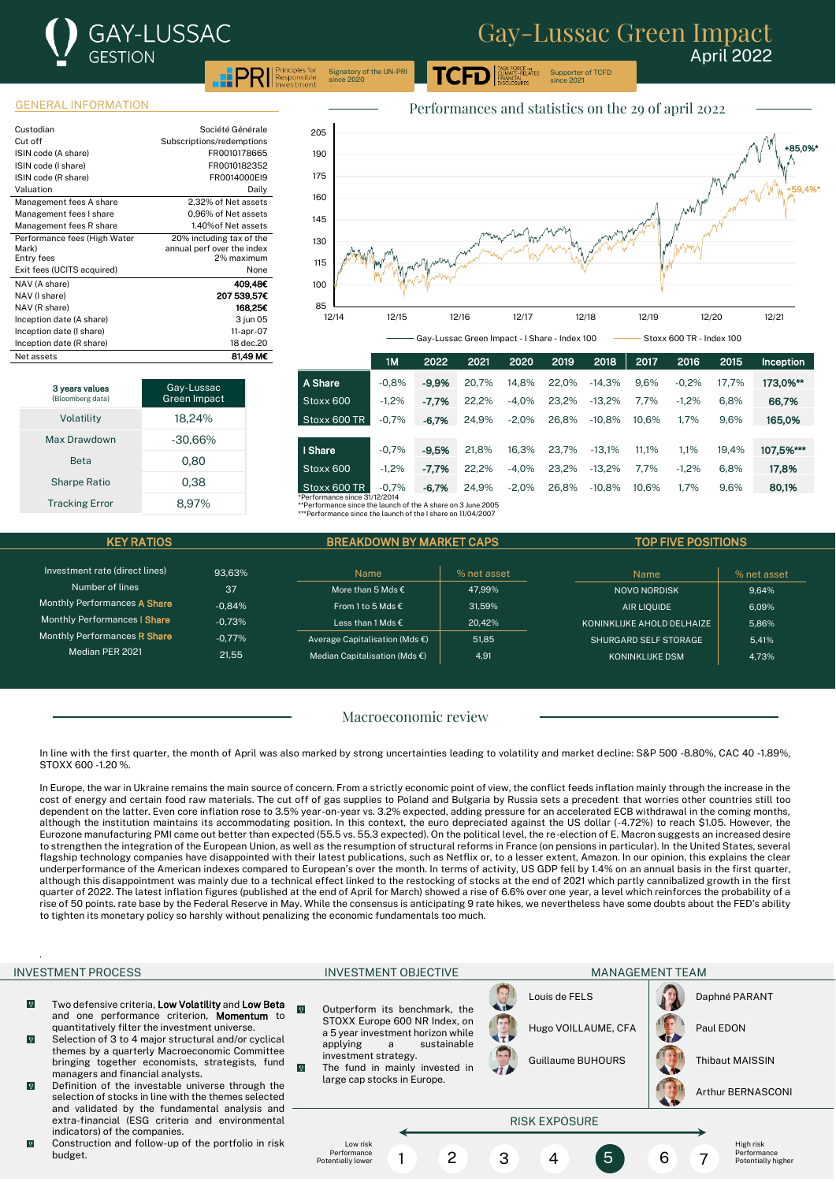# Gay-Lussac Green Impact

April 2022

GAY-LUSSAC GESTION

PRI Principles for Responsible Investment — Signatory of the UN-PRI since 2020

TCFD Task Force on Climate-Related Financial Disclosures — Supporter of TCFD since 2021

## GENERAL INFORMATION

| | |
|---|---|
| Custodian | Société Générale |
| Cut off | Subscriptions/redemptions |
| ISIN code (A share) | FR0010178665 |
| ISIN code (I share) | FR0010182352 |
| ISIN code (R share) | FR0014000EI9 |
| Valuation | Daily |
| Management fees A share | 2,32% of Net assets |
| Management fees I share | 0,96% of Net assets |
| Management fees R share | 1.40%of Net assets |
| Performance fees (High Water Mark) | 20% including tax of the annual perf over the index |
| Entry fees | 2% maximum |
| Exit fees (UCITS acquired) | None |
| NAV (A share) | **409,48€** |
| NAV (I share) | **207 539,57€** |
| NAV (R share) | **168,25€** |
| Inception date (A share) | 3 jun 05 |
| Inception date (I share) | 11-apr-07 |
| Inception date (R share) | 18 dec.20 |
| Net assets | **81,49 M€** |

| 3 years values (Bloomberg data) | Gay-Lussac Green Impact |
|---|---|
| Volatility | 18,24% |
| Max Drawdown | -30,66% |
| Beta | 0,80 |
| Sharpe Ratio | 0,38 |
| Tracking Error | 8,97% |

## Performances and statistics on the 29 of april 2022

Chart legend: Gay-Lussac Green Impact - I Share - Index 100 (+85,0%*); Stoxx 600 TR - Index 100 (+59,4%*)

| | 1M | 2022 | 2021 | 2020 | 2019 | 2018 | 2017 | 2016 | 2015 | Inception |
|---|---|---|---|---|---|---|---|---|---|---|
| **A Share** | -0,8% | **-9,9%** | 20,7% | 14,8% | 22,0% | -14,3% | 9,6% | -0,2% | 17,7% | **173,0%\*\*** |
| Stoxx 600 | -1,2% | **-7,7%** | 22,2% | -4,0% | 23,2% | -13,2% | 7,7% | -1,2% | 6,8% | **66,7%** |
| Stoxx 600 TR | -0,7% | **-6,7%** | 24,9% | -2,0% | 26,8% | -10,8% | 10,6% | 1,7% | 9,6% | **165,0%** |
| **I Share** | -0,7% | **-9,5%** | 21,8% | 16,3% | 23,7% | -13,1% | 11,1% | 1,1% | 19,4% | **107,5%\*\*\*** |
| Stoxx 600 | -1,2% | **-7,7%** | 22,2% | -4,0% | 23,2% | -13,2% | 7,7% | -1,2% | 6,8% | **17,8%** |
| Stoxx 600 TR | -0,7% | **-6,7%** | 24,9% | -2,0% | 26,8% | -10,8% | 10,6% | 1,7% | 9,6% | **80,1%** |

*Performance since 31/12/2014
**Performance since the launch of the A share on 3 June 2005
***Performance since the launch of the I share on 11/04/2007

## KEY RATIOS

| | |
|---|---|
| Investment rate (direct lines) | 93,63% |
| Number of lines | 37 |
| Monthly Performances A Share | -0,84% |
| Monthly Performances I Share | -0,73% |
| Monthly Performances R Share | -0,77% |
| Median PER 2021 | 21,55 |

## BREAKDOWN BY MARKET CAPS

| Name | % net asset |
|---|---|
| More than 5 Mds € | 47,99% |
| From 1 to 5 Mds € | 31,59% |
| Less than 1 Mds € | 20,42% |
| Average Capitalisation (Mds €) | 51,85 |
| Median Capitalisation (Mds €) | 4,91 |

## TOP FIVE POSITIONS

| Name | % net asset |
|---|---|
| NOVO NORDISK | 9,64% |
| AIR LIQUIDE | 6,09% |
| KONINKLIJKE AHOLD DELHAIZE | 5,86% |
| SHURGARD SELF STORAGE | 5,41% |
| KONINKLIJKE DSM | 4,73% |

## Macroeconomic review

In line with the first quarter, the month of April was also marked by strong uncertainties leading to volatility and market decline: S&P 500 -8.80%, CAC 40 -1.89%, STOXX 600 -1.20 %.

In Europe, the war in Ukraine remains the main source of concern. From a strictly economic point of view, the conflict feeds inflation mainly through the increase in the cost of energy and certain food raw materials. The cut off of gas supplies to Poland and Bulgaria by Russia sets a precedent that worries other countries still too dependent on the latter. Even core inflation rose to 3.5% year-on-year vs. 3.2% expected, adding pressure for an accelerated ECB withdrawal in the coming months, although the institution maintains its accommodating position. In this context, the euro depreciated against the US dollar (-4.72%) to reach $1.05. However, the Eurozone manufacturing PMI came out better than expected (55.5 vs. 55.3 expected). On the political level, the re-election of E. Macron suggests an increased desire to strengthen the integration of the European Union, as well as the resumption of structural reforms in France (on pensions in particular). In the United States, several flagship technology companies have disappointed with their latest publications, such as Netflix or, to a lesser extent, Amazon. In our opinion, this explains the clear underperformance of the American indexes compared to European's over the month. In terms of activity, US GDP fell by 1.4% on an annual basis in the first quarter, although this disappointment was mainly due to a technical effect linked to the restocking of stocks at the end of 2021 which partly cannibalized growth in the first quarter of 2022. The latest inflation figures (published at the end of April for March) showed a rise of 6.6% over one year, a level which reinforces the probability of a rise of 50 points. rate base by the Federal Reserve in May. While the consensus is anticipating 9 rate hikes, we nevertheless have some doubts about the FED's ability to tighten its monetary policy so harshly without penalizing the economic fundamentals too much.

## INVESTMENT PROCESS

- Two defensive criteria, **Low Volatility** and **Low Beta** and one performance criterion, **Momentum** to quantitatively filter the investment universe.
- Selection of 3 to 4 major structural and/or cyclical themes by a quarterly Macroeconomic Committee bringing together economists, strategists, fund managers and financial analysts.
- Definition of the investable universe through the selection of stocks in line with the themes selected and validated by the fundamental analysis and extra-financial (ESG criteria and environmental indicators) of the companies.
- Construction and follow-up of the portfolio in risk budget.

## INVESTMENT OBJECTIVE

- Outperform its benchmark, the STOXX Europe 600 NR Index, on a 5 year investment horizon while applying a sustainable investment strategy.
- The fund in mainly invested in large cap stocks in Europe.

## MANAGEMENT TEAM

- Louis de FELS
- Hugo VOILLAUME, CFA
- Guillaume BUHOURS
- Daphné PARANT
- Paul EDON
- Thibaut MAISSIN
- Arthur BERNASCONI

## RISK EXPOSURE

Low risk, Performance Potentially lower — 1 2 3 4 **5** 6 7 — High risk, Performance Potentially higher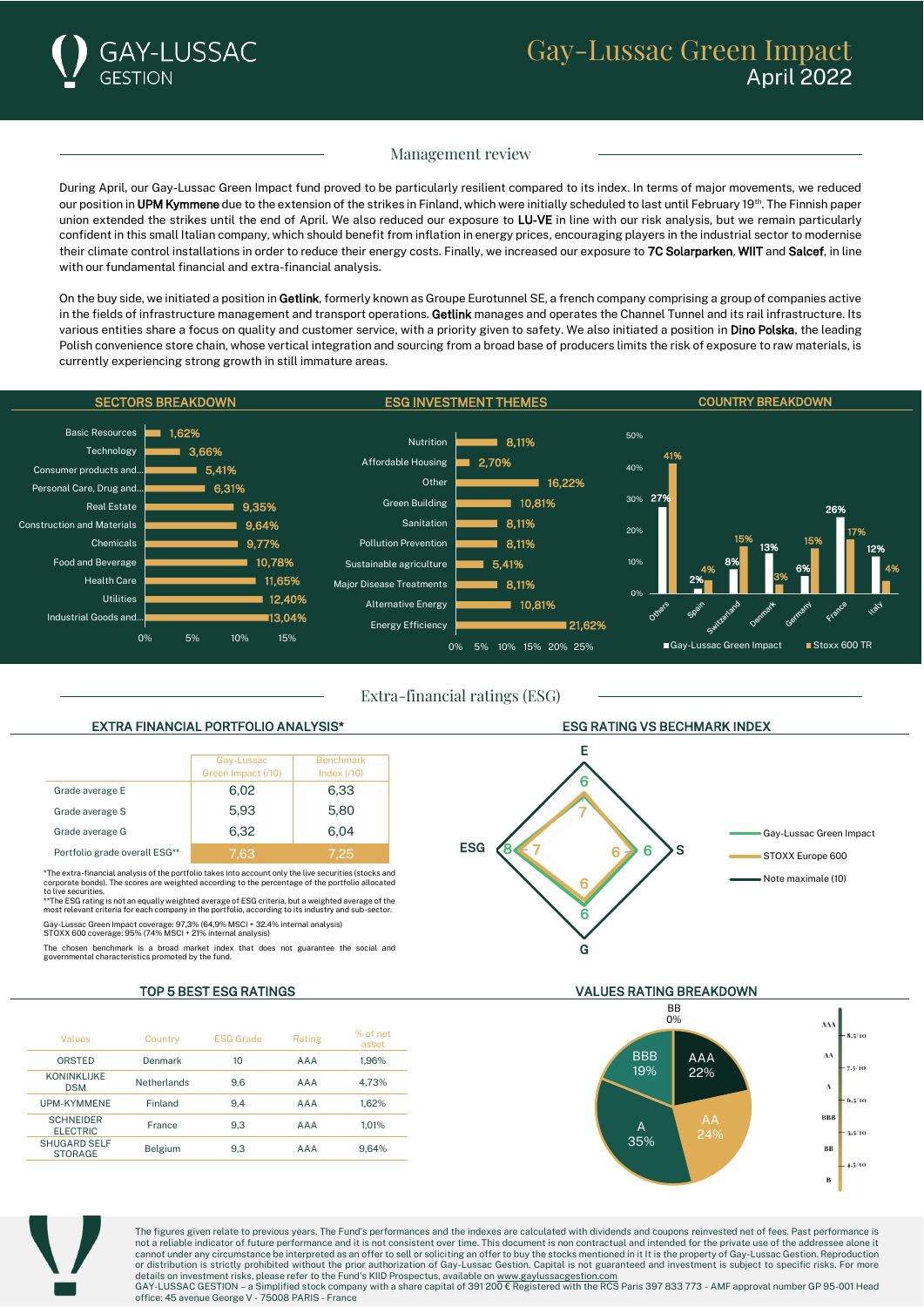# Gay-Lussac Green Impact
April 2022

## Management review

During April, our Gay-Lussac Green Impact fund proved to be particularly resilient compared to its index. In terms of major movements, we reduced our position in **UPM Kymmene** due to the extension of the strikes in Finland, which were initially scheduled to last until February 19th. The Finnish paper union extended the strikes until the end of April. We also reduced our exposure to **LU-VE** in line with our risk analysis, but we remain particularly confident in this small Italian company, which should benefit from inflation in energy prices, encouraging players in the industrial sector to modernise their climate control installations in order to reduce their energy costs. Finally, we increased our exposure to **7C Solarparken**, **WIIT** and **Salcef**, in line with our fundamental financial and extra-financial analysis.

On the buy side, we initiated a position in **Getlink**, formerly known as Groupe Eurotunnel SE, a french company comprising a group of companies active in the fields of infrastructure management and transport operations. **Getlink** manages and operates the Channel Tunnel and its rail infrastructure. Its various entities share a focus on quality and customer service, with a priority given to safety. We also initiated a position in **Dino Polska**, the leading Polish convenience store chain, whose vertical integration and sourcing from a broad base of producers limits the risk of exposure to raw materials, is currently experiencing strong growth in still immature areas.

### SECTORS BREAKDOWN

| Sector | Weight |
|---|---|
| Basic Resources | 1,62% |
| Technology | 3,66% |
| Consumer products and... | 5,41% |
| Personal Care, Drug and... | 6,31% |
| Real Estate | 9,35% |
| Construction and Materials | 9,64% |
| Chemicals | 9,77% |
| Food and Beverage | 10,78% |
| Health Care | 11,65% |
| Utilities | 12,40% |
| Industrial Goods and... | 13,04% |

### ESG INVESTMENT THEMES

| Theme | Weight |
|---|---|
| Nutrition | 8,11% |
| Affordable Housing | 2,70% |
| Other | 16,22% |
| Green Building | 10,81% |
| Sanitation | 8,11% |
| Pollution Prevention | 8,11% |
| Sustainable agriculture | 5,41% |
| Major Disease Treatments | 8,11% |
| Alternative Energy | 10,81% |
| Energy Efficiency | 21,62% |

### COUNTRY BREAKDOWN

| Country | Gay-Lussac Green Impact | Stoxx 600 TR |
|---|---|---|
| Others | 27% | 41% |
| Spain | 2% | 4% |
| Switzerland | 8% | 15% |
| Denmark | 13% | 3% |
| Germany | 6% | 15% |
| France | 26% | 17% |
| Italy | 12% | 4% |

## Extra-financial ratings (ESG)

### EXTRA FINANCIAL PORTFOLIO ANALYSIS*

| | Gay-Lussac Green Impact (/10) | Benchmark Index (/10) |
|---|---|---|
| Grade average E | 6,02 | 6,33 |
| Grade average S | 5,93 | 5,80 |
| Grade average G | 6,32 | 6,04 |
| Portfolio grade overall ESG** | 7,63 | 7,25 |

*The extra-financial analysis of the portfolio takes into account only the live securities (stocks and corporate bonds). The scores are weighted according to the percentage of the portfolio allocated to live securities.
**The ESG rating is not an equally weighted average of ESG criteria, but a weighted average of the most relevant criteria for each company in the portfolio, according to its industry and sub-sector.

Gay-Lussac Green Impact coverage: 97,3% (64,9% MSCI + 32.4% internal analysis)
STOXX 600 coverage: 95% (74% MSCI + 21% internal analysis)

The chosen benchmark is a broad market index that does not guarantee the social and governmental characteristics promoted by the fund.

### ESG RATING VS BECHMARK INDEX

| | Gay-Lussac Green Impact | STOXX Europe 600 | Note maximale (10) |
|---|---|---|---|
| E | 6 | 7 | 10 |
| S | 6 | 6 | 10 |
| G | 6 | 6 | 10 |
| ESG | 8 | 7 | 10 |

### TOP 5 BEST ESG RATINGS

| Values | Country | ESG Grade | Rating | % of net asset |
|---|---|---|---|---|
| ORSTED | Denmark | 10 | AAA | 1,96% |
| KONINKLIJKE DSM | Netherlands | 9,6 | AAA | 4,73% |
| UPM-KYMMENE | Finland | 9,4 | AAA | 1,62% |
| SCHNEIDER ELECTRIC | France | 9,3 | AAA | 1,01% |
| SHUGARD SELF STORAGE | Belgium | 9,3 | AAA | 9,64% |

### VALUES RATING BREAKDOWN

| Rating | Weight |
|---|---|
| AAA | 22% |
| AA | 24% |
| A | 35% |
| BBB | 19% |
| BB | 0% |

Rating scale: AAA – 8,5/10; AA – 7,5/10; A – 6,5/10; BBB – 5,5/10; BB – 4,5/10; B

The figures given relate to previous years. The Fund's performances and the indexes are calculated with dividends and coupons reinvested net of fees. Past performance is not a reliable indicator of future performance and it is not consistent over time. This document is non contractual and intended for the private use of the addressee alone it cannot under any circumstance be interpreted as an offer to sell or soliciting an offer to buy the stocks mentioned in it It is the property of Gay-Lussac Gestion. Reproduction or distribution is strictly prohibited without the prior authorization of Gay-Lussac Gestion. Capital is not guaranteed and investment is subject to specific risks. For more details on investment risks, please refer to the Fund's KIID Prospectus, available on www.gaylussacgestion.com
GAY-LUSSAC GESTION – a Simplified stock company with a share capital of 391 200 € Registered with the RCS Paris 397 833 773 - AMF approval number GP 95-001 Head office: 45 avenue George V - 75008 PARIS - France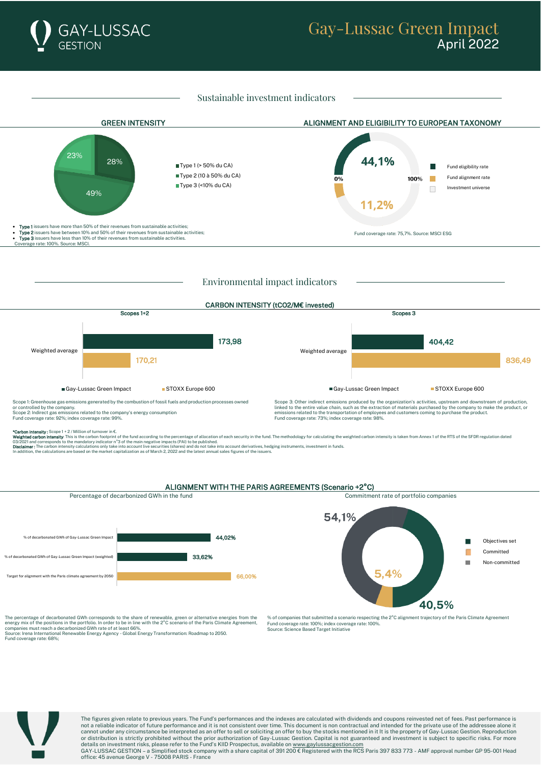# Gay-Lussac Green Impact
April 2022

## Sustainable investment indicators

### GREEN INTENSITY

28%
49%
23%

Type 1 (> 50% du CA)
Type 2 (10 à 50% du CA)
Type 3 (<10% du CA)

- **Type 1** issuers have more than 50% of their revenues from sustainable activities;
- **Type 2** issuers have between 10% and 50% of their revenues from sustainable activities;
- **Type 3** issuers have less than 10% of their revenues from sustainable activities.

Coverage rate: 100%. Source: MSCI.

### ALIGNMENT AND ELIGIBILITY TO EUROPEAN TAXONOMY

44,1%
0%
100%
11,2%

Fund eligibility rate
Fund alignment rate
Investment universe

Fund coverage rate: 75,7%. Source: MSCI ESG

## Environmental impact indicators

### CARBON INTENSITY (tCO2/M€ invested)

**Scopes 1+2**

Weighted average
173,98
170,21

Gay-Lussac Green Impact
STOXX Europe 600

**Scopes 3**

Weighted average
404,42
836,49

Gay-Lussac Green Impact
STOXX Europe 600

Scope 1: Greenhouse gas emissions generated by the combustion of fossil fuels and production processes owned or controlled by the company.
Scope 2: Indirect gas emissions related to the company's energy consumption
Fund coverage rate: 92%; index coverage rate: 99%.

Scope 3: Other indirect emissions produced by the organization's activities, upstream and downstream of production, linked to the entire value chain, such as the extraction of materials purchased by the company to make the product, or emissions related to the transportation of employees and customers coming to purchase the product.
Fund coverage rate: 73%; index coverage rate: 98%.

***Carbon intensity :** Scope 1 + 2 / Million of turnover in €.
**Weighted carbon intensity**: This is the carbon footprint of the fund according to the percentage of allocation of each security in the fund. The methodology for calculating the weighted carbon intensity is taken from Annex 1 of the RTS of the SFDR regulation dated 03/2021 and corresponds to the mandatory indicator n°3 of the main negative impacts (PAI) to be published.
**Disclaimer :** The carbon intensity calculations only take into account live securities (shares) and do not take into account derivatives, hedging instruments, investment in funds.
In addition, the calculations are based on the market capitalization as of March 2, 2022 and the latest annual sales figures of the issuers.

### ALIGNMENT WITH THE PARIS AGREEMENTS (Scenario +2°C)

**Percentage of decarbonized GWh in the fund**

% of decarbonated GWh of Gay-Lussac Green Impact
44,02%
% of decarbonated GWh of Gay-Lussac Green Impact (weighted)
33,62%
Target for alignment with the Paris climate agreement by 2050
66,00%

**Commitment rate of portfolio companies**

54,1%
5,4%
40,5%

Objectives set
Committed
Non-committed

The percentage of decarbonated GWh corresponds to the share of renewable, green or alternative energies from the energy mix of the positions in the portfolio. In order to be in line with the 2°C scenario of the Paris Climate Agreement, companies must reach a decarbonized GWh rate of at least 66%.
Source: Irena International Renewable Energy Agency - Global Energy Transformation: Roadmap to 2050.
Fund coverage rate: 68%;

% of companies that submitted a scenario respecting the 2°C alignment trajectory of the Paris Climate Agreement
Fund coverage rate: 100%; index coverage rate: 100%.
Source: Science Based Target Initiative

The figures given relate to previous years. The Fund's performances and the indexes are calculated with dividends and coupons reinvested net of fees. Past performance is not a reliable indicator of future performance and it is not consistent over time. This document is non contractual and intended for the private use of the addressee alone it cannot under any circumstance be interpreted as an offer to sell or soliciting an offer to buy the stocks mentioned in it It is the property of Gay-Lussac Gestion. Reproduction or distribution is strictly prohibited without the prior authorization of Gay-Lussac Gestion. Capital is not guaranteed and investment is subject to specific risks. For more details on investment risks, please refer to the Fund's KIID Prospectus, available on www.gaylussacgestion.com
GAY-LUSSAC GESTION – a Simplified stock company with a share capital of 391 200 € Registered with the RCS Paris 397 833 773 - AMF approval number GP 95-001 Head office: 45 avenue George V - 75008 PARIS - France